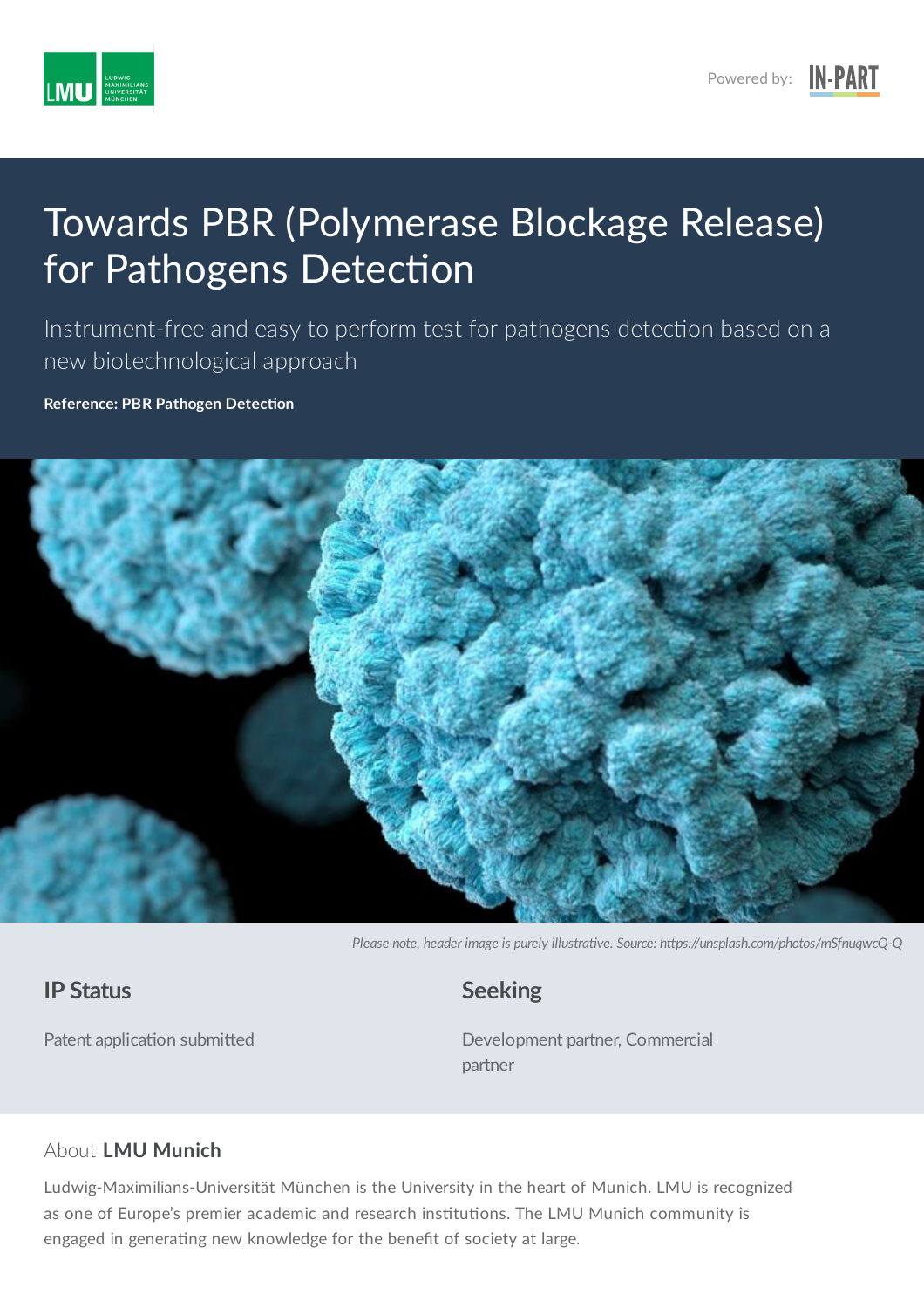Powered by: IN-PART

# Towards PBR (Polymerase Blockage Release) for Pathogens Detection

Instrument-free and easy to perform test for pathogens detection based on a new biotechnological approach

**Reference: PBR Pathogen Detection**

*Please note, header image is purely illustrative. Source: https://unsplash.com/photos/mSfnuqwcQ-Q*

## IP Status

Patent application submitted

## Seeking

Development partner, Commercial partner

## About **LMU Munich**

Ludwig-Maximilians-Universität München is the University in the heart of Munich. LMU is recognized as one of Europe's premier academic and research institutions. The LMU Munich community is engaged in generating new knowledge for the benefit of society at large.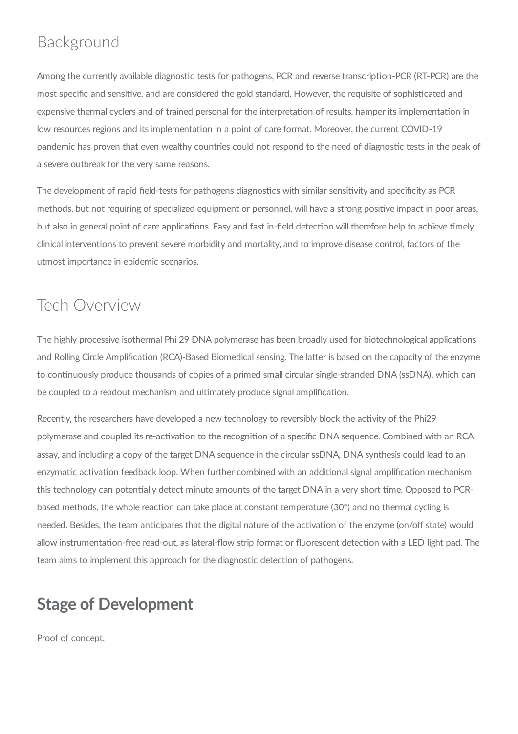## Background

Among the currently available diagnostic tests for pathogens, PCR and reverse transcription-PCR (RT-PCR) are the most specific and sensitive, and are considered the gold standard. However, the requisite of sophisticated and expensive thermal cyclers and of trained personal for the interpretation of results, hamper its implementation in low resources regions and its implementation in a point of care format. Moreover, the current COVID-19 pandemic has proven that even wealthy countries could not respond to the need of diagnostic tests in the peak of a severe outbreak for the very same reasons.

The development of rapid field-tests for pathogens diagnostics with similar sensitivity and specificity as PCR methods, but not requiring of specialized equipment or personnel, will have a strong positive impact in poor areas, but also in general point of care applications. Easy and fast in-field detection will therefore help to achieve timely clinical interventions to prevent severe morbidity and mortality, and to improve disease control, factors of the utmost importance in epidemic scenarios.

## Tech Overview

The highly processive isothermal Phi 29 DNA polymerase has been broadly used for biotechnological applications and Rolling Circle Amplification (RCA)-Based Biomedical sensing. The latter is based on the capacity of the enzyme to continuously produce thousands of copies of a primed small circular single-stranded DNA (ssDNA), which can be coupled to a readout mechanism and ultimately produce signal amplification.

Recently, the researchers have developed a new technology to reversibly block the activity of the Phi29 polymerase and coupled its re-activation to the recognition of a specific DNA sequence. Combined with an RCA assay, and including a copy of the target DNA sequence in the circular ssDNA, DNA synthesis could lead to an enzymatic activation feedback loop. When further combined with an additional signal amplification mechanism this technology can potentially detect minute amounts of the target DNA in a very short time. Opposed to PCR-based methods, the whole reaction can take place at constant temperature (30°) and no thermal cycling is needed. Besides, the team anticipates that the digital nature of the activation of the enzyme (on/off state) would allow instrumentation-free read-out, as lateral-flow strip format or fluorescent detection with a LED light pad. The team aims to implement this approach for the diagnostic detection of pathogens.

## Stage of Development

Proof of concept.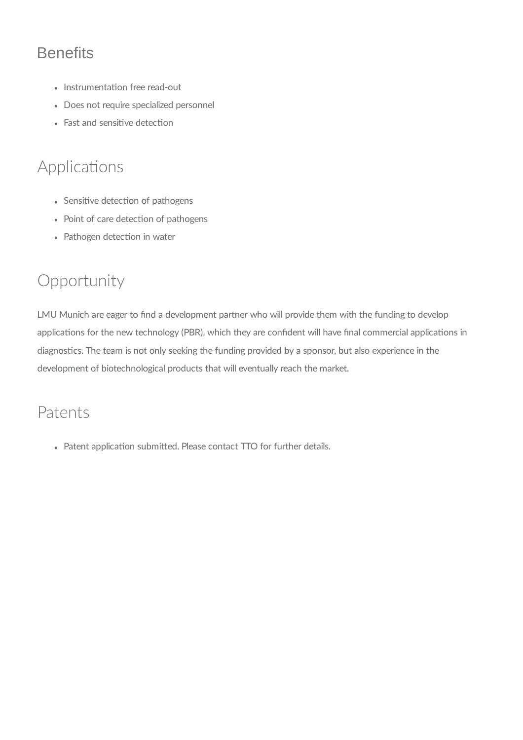## Benefits

- Instrumentation free read-out
- Does not require specialized personnel
- Fast and sensitive detection

## Applications

- Sensitive detection of pathogens
- Point of care detection of pathogens
- Pathogen detection in water

## Opportunity

LMU Munich are eager to find a development partner who will provide them with the funding to develop applications for the new technology (PBR), which they are confident will have final commercial applications in diagnostics. The team is not only seeking the funding provided by a sponsor, but also experience in the development of biotechnological products that will eventually reach the market.

## Patents

- Patent application submitted. Please contact TTO for further details.